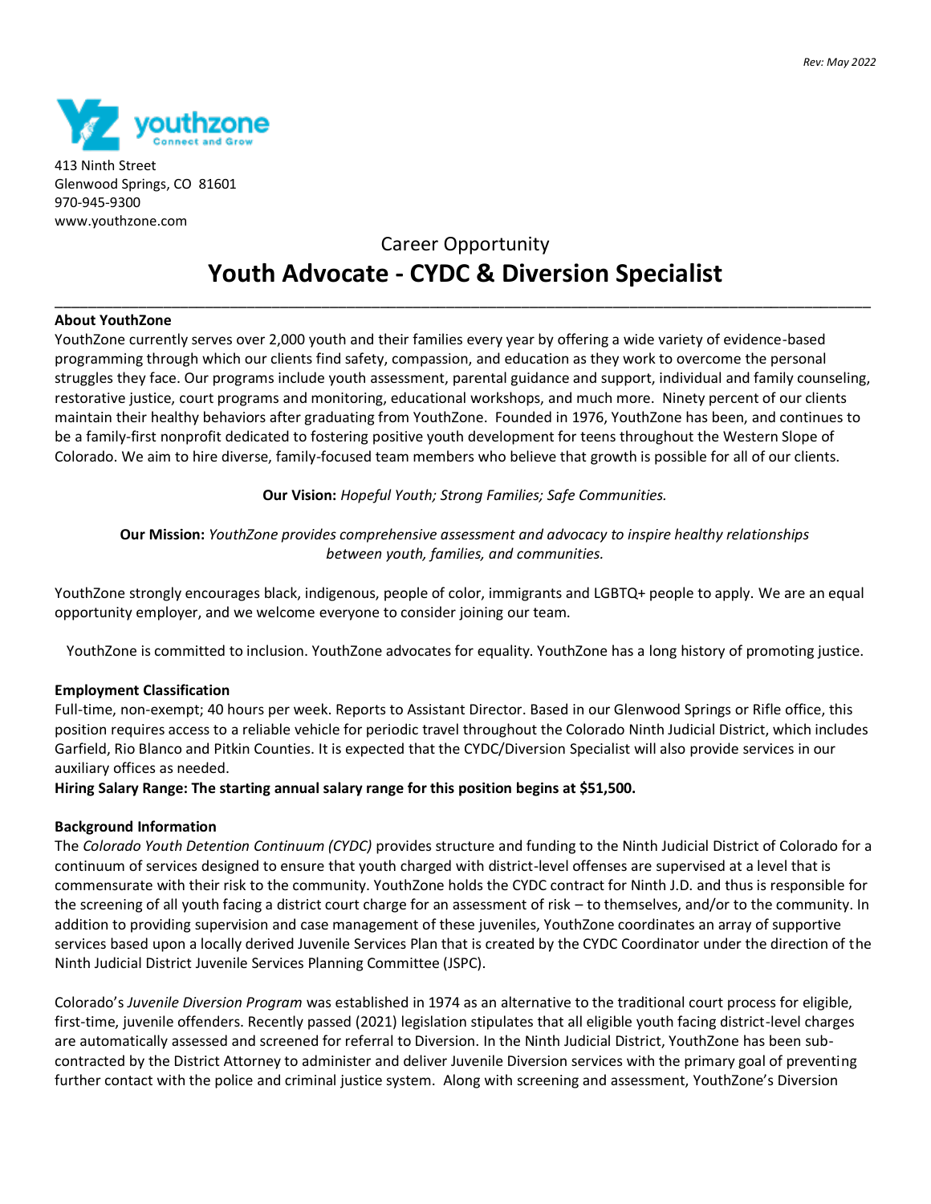413 Ninth Street
Glenwood Springs, CO 81601
970-945-9300
www.youthzone.com

Career Opportunity

# Youth Advocate - CYDC & Diversion Specialist

---

**About YouthZone**

YouthZone currently serves over 2,000 youth and their families every year by offering a wide variety of evidence-based programming through which our clients find safety, compassion, and education as they work to overcome the personal struggles they face. Our programs include youth assessment, parental guidance and support, individual and family counseling, restorative justice, court programs and monitoring, educational workshops, and much more. Ninety percent of our clients maintain their healthy behaviors after graduating from YouthZone. Founded in 1976, YouthZone has been, and continues to be a family-first nonprofit dedicated to fostering positive youth development for teens throughout the Western Slope of Colorado. We aim to hire diverse, family-focused team members who believe that growth is possible for all of our clients.

**Our Vision:** *Hopeful Youth; Strong Families; Safe Communities.*

**Our Mission:** *YouthZone provides comprehensive assessment and advocacy to inspire healthy relationships between youth, families, and communities.*

YouthZone strongly encourages black, indigenous, people of color, immigrants and LGBTQ+ people to apply. We are an equal opportunity employer, and we welcome everyone to consider joining our team.

YouthZone is committed to inclusion. YouthZone advocates for equality. YouthZone has a long history of promoting justice.

**Employment Classification**

Full-time, non-exempt; 40 hours per week. Reports to Assistant Director. Based in our Glenwood Springs or Rifle office, this position requires access to a reliable vehicle for periodic travel throughout the Colorado Ninth Judicial District, which includes Garfield, Rio Blanco and Pitkin Counties. It is expected that the CYDC/Diversion Specialist will also provide services in our auxiliary offices as needed.

**Hiring Salary Range: The starting annual salary range for this position begins at $51,500.**

**Background Information**

The *Colorado Youth Detention Continuum (CYDC)* provides structure and funding to the Ninth Judicial District of Colorado for a continuum of services designed to ensure that youth charged with district-level offenses are supervised at a level that is commensurate with their risk to the community. YouthZone holds the CYDC contract for Ninth J.D. and thus is responsible for the screening of all youth facing a district court charge for an assessment of risk – to themselves, and/or to the community. In addition to providing supervision and case management of these juveniles, YouthZone coordinates an array of supportive services based upon a locally derived Juvenile Services Plan that is created by the CYDC Coordinator under the direction of the Ninth Judicial District Juvenile Services Planning Committee (JSPC).

Colorado's *Juvenile Diversion Program* was established in 1974 as an alternative to the traditional court process for eligible, first-time, juvenile offenders. Recently passed (2021) legislation stipulates that all eligible youth facing district-level charges are automatically assessed and screened for referral to Diversion. In the Ninth Judicial District, YouthZone has been sub-contracted by the District Attorney to administer and deliver Juvenile Diversion services with the primary goal of preventing further contact with the police and criminal justice system. Along with screening and assessment, YouthZone's Diversion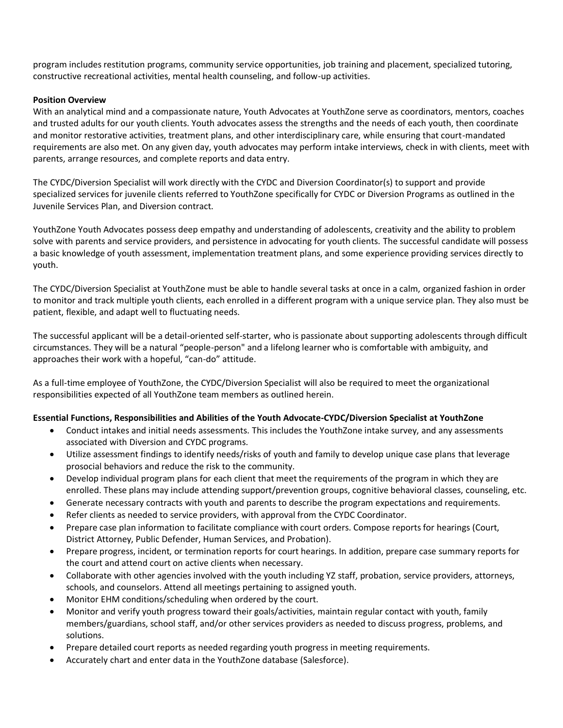program includes restitution programs, community service opportunities, job training and placement, specialized tutoring, constructive recreational activities, mental health counseling, and follow-up activities.

**Position Overview**

With an analytical mind and a compassionate nature, Youth Advocates at YouthZone serve as coordinators, mentors, coaches and trusted adults for our youth clients. Youth advocates assess the strengths and the needs of each youth, then coordinate and monitor restorative activities, treatment plans, and other interdisciplinary care, while ensuring that court-mandated requirements are also met. On any given day, youth advocates may perform intake interviews, check in with clients, meet with parents, arrange resources, and complete reports and data entry.

The CYDC/Diversion Specialist will work directly with the CYDC and Diversion Coordinator(s) to support and provide specialized services for juvenile clients referred to YouthZone specifically for CYDC or Diversion Programs as outlined in the Juvenile Services Plan, and Diversion contract.

YouthZone Youth Advocates possess deep empathy and understanding of adolescents, creativity and the ability to problem solve with parents and service providers, and persistence in advocating for youth clients. The successful candidate will possess a basic knowledge of youth assessment, implementation treatment plans, and some experience providing services directly to youth.

The CYDC/Diversion Specialist at YouthZone must be able to handle several tasks at once in a calm, organized fashion in order to monitor and track multiple youth clients, each enrolled in a different program with a unique service plan. They also must be patient, flexible, and adapt well to fluctuating needs.

The successful applicant will be a detail-oriented self-starter, who is passionate about supporting adolescents through difficult circumstances. They will be a natural "people-person" and a lifelong learner who is comfortable with ambiguity, and approaches their work with a hopeful, "can-do" attitude.

As a full-time employee of YouthZone, the CYDC/Diversion Specialist will also be required to meet the organizational responsibilities expected of all YouthZone team members as outlined herein.

**Essential Functions, Responsibilities and Abilities of the Youth Advocate-CYDC/Diversion Specialist at YouthZone**

- Conduct intakes and initial needs assessments. This includes the YouthZone intake survey, and any assessments associated with Diversion and CYDC programs.
- Utilize assessment findings to identify needs/risks of youth and family to develop unique case plans that leverage prosocial behaviors and reduce the risk to the community.
- Develop individual program plans for each client that meet the requirements of the program in which they are enrolled. These plans may include attending support/prevention groups, cognitive behavioral classes, counseling, etc.
- Generate necessary contracts with youth and parents to describe the program expectations and requirements.
- Refer clients as needed to service providers, with approval from the CYDC Coordinator.
- Prepare case plan information to facilitate compliance with court orders. Compose reports for hearings (Court, District Attorney, Public Defender, Human Services, and Probation).
- Prepare progress, incident, or termination reports for court hearings. In addition, prepare case summary reports for the court and attend court on active clients when necessary.
- Collaborate with other agencies involved with the youth including YZ staff, probation, service providers, attorneys, schools, and counselors. Attend all meetings pertaining to assigned youth.
- Monitor EHM conditions/scheduling when ordered by the court.
- Monitor and verify youth progress toward their goals/activities, maintain regular contact with youth, family members/guardians, school staff, and/or other services providers as needed to discuss progress, problems, and solutions.
- Prepare detailed court reports as needed regarding youth progress in meeting requirements.
- Accurately chart and enter data in the YouthZone database (Salesforce).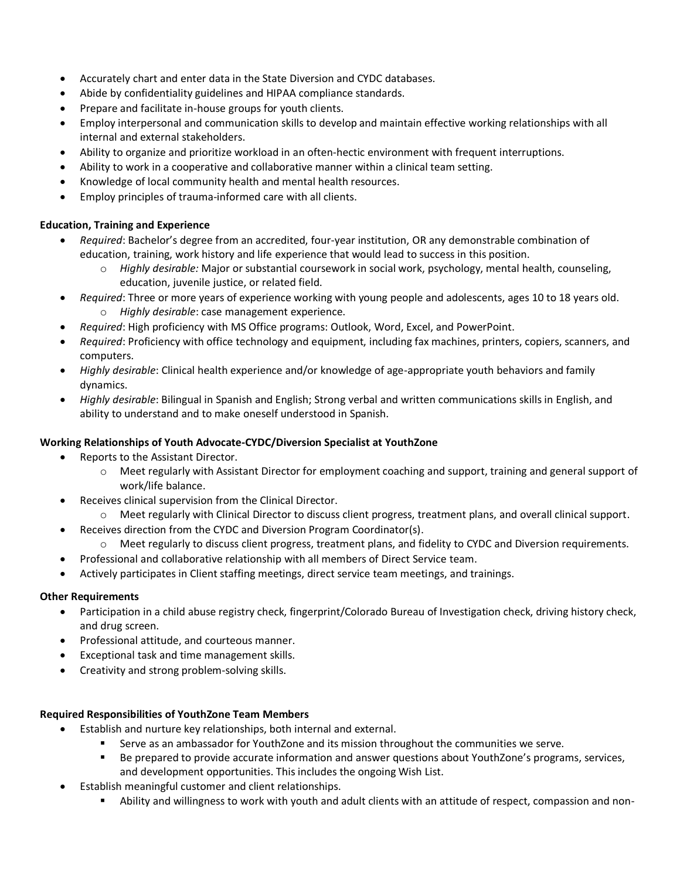- Accurately chart and enter data in the State Diversion and CYDC databases.
- Abide by confidentiality guidelines and HIPAA compliance standards.
- Prepare and facilitate in-house groups for youth clients.
- Employ interpersonal and communication skills to develop and maintain effective working relationships with all internal and external stakeholders.
- Ability to organize and prioritize workload in an often-hectic environment with frequent interruptions.
- Ability to work in a cooperative and collaborative manner within a clinical team setting.
- Knowledge of local community health and mental health resources.
- Employ principles of trauma-informed care with all clients.

**Education, Training and Experience**

- *Required*: Bachelor's degree from an accredited, four-year institution, OR any demonstrable combination of education, training, work history and life experience that would lead to success in this position.
  - *Highly desirable:* Major or substantial coursework in social work, psychology, mental health, counseling, education, juvenile justice, or related field.
- *Required*: Three or more years of experience working with young people and adolescents, ages 10 to 18 years old.
  - *Highly desirable*: case management experience.
- *Required*: High proficiency with MS Office programs: Outlook, Word, Excel, and PowerPoint.
- *Required*: Proficiency with office technology and equipment, including fax machines, printers, copiers, scanners, and computers.
- *Highly desirable*: Clinical health experience and/or knowledge of age-appropriate youth behaviors and family dynamics.
- *Highly desirable*: Bilingual in Spanish and English; Strong verbal and written communications skills in English, and ability to understand and to make oneself understood in Spanish.

**Working Relationships of Youth Advocate-CYDC/Diversion Specialist at YouthZone**

- Reports to the Assistant Director.
  - Meet regularly with Assistant Director for employment coaching and support, training and general support of work/life balance.
- Receives clinical supervision from the Clinical Director.
  - Meet regularly with Clinical Director to discuss client progress, treatment plans, and overall clinical support.
- Receives direction from the CYDC and Diversion Program Coordinator(s).
  - Meet regularly to discuss client progress, treatment plans, and fidelity to CYDC and Diversion requirements.
- Professional and collaborative relationship with all members of Direct Service team.
- Actively participates in Client staffing meetings, direct service team meetings, and trainings.

**Other Requirements**

- Participation in a child abuse registry check, fingerprint/Colorado Bureau of Investigation check, driving history check, and drug screen.
- Professional attitude, and courteous manner.
- Exceptional task and time management skills.
- Creativity and strong problem-solving skills.

**Required Responsibilities of YouthZone Team Members**

- Establish and nurture key relationships, both internal and external.
  - Serve as an ambassador for YouthZone and its mission throughout the communities we serve.
  - Be prepared to provide accurate information and answer questions about YouthZone's programs, services, and development opportunities. This includes the ongoing Wish List.
- Establish meaningful customer and client relationships.
  - Ability and willingness to work with youth and adult clients with an attitude of respect, compassion and non-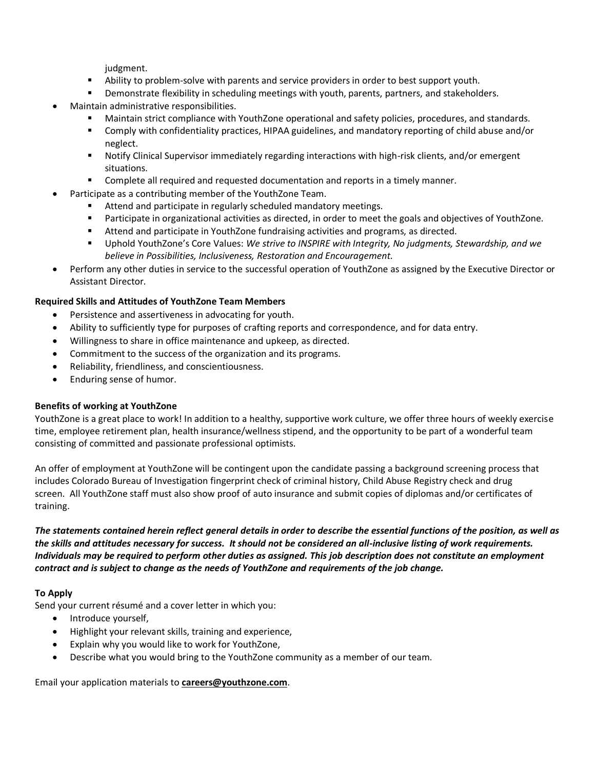judgment.
  - Ability to problem-solve with parents and service providers in order to best support youth.
  - Demonstrate flexibility in scheduling meetings with youth, parents, partners, and stakeholders.
- Maintain administrative responsibilities.
  - Maintain strict compliance with YouthZone operational and safety policies, procedures, and standards.
  - Comply with confidentiality practices, HIPAA guidelines, and mandatory reporting of child abuse and/or neglect.
  - Notify Clinical Supervisor immediately regarding interactions with high-risk clients, and/or emergent situations.
  - Complete all required and requested documentation and reports in a timely manner.
- Participate as a contributing member of the YouthZone Team.
  - Attend and participate in regularly scheduled mandatory meetings.
  - Participate in organizational activities as directed, in order to meet the goals and objectives of YouthZone.
  - Attend and participate in YouthZone fundraising activities and programs, as directed.
  - Uphold YouthZone's Core Values: *We strive to INSPIRE with Integrity, No judgments, Stewardship, and we believe in Possibilities, Inclusiveness, Restoration and Encouragement.*
- Perform any other duties in service to the successful operation of YouthZone as assigned by the Executive Director or Assistant Director.

**Required Skills and Attitudes of YouthZone Team Members**

- Persistence and assertiveness in advocating for youth.
- Ability to sufficiently type for purposes of crafting reports and correspondence, and for data entry.
- Willingness to share in office maintenance and upkeep, as directed.
- Commitment to the success of the organization and its programs.
- Reliability, friendliness, and conscientiousness.
- Enduring sense of humor.

**Benefits of working at YouthZone**

YouthZone is a great place to work! In addition to a healthy, supportive work culture, we offer three hours of weekly exercise time, employee retirement plan, health insurance/wellness stipend, and the opportunity to be part of a wonderful team consisting of committed and passionate professional optimists.

An offer of employment at YouthZone will be contingent upon the candidate passing a background screening process that includes Colorado Bureau of Investigation fingerprint check of criminal history, Child Abuse Registry check and drug screen. All YouthZone staff must also show proof of auto insurance and submit copies of diplomas and/or certificates of training.

***The statements contained herein reflect general details in order to describe the essential functions of the position, as well as the skills and attitudes necessary for success. It should not be considered an all-inclusive listing of work requirements. Individuals may be required to perform other duties as assigned. This job description does not constitute an employment contract and is subject to change as the needs of YouthZone and requirements of the job change.***

**To Apply**

Send your current résumé and a cover letter in which you:

- Introduce yourself,
- Highlight your relevant skills, training and experience,
- Explain why you would like to work for YouthZone,
- Describe what you would bring to the YouthZone community as a member of our team.

Email your application materials to **careers@youthzone.com**.